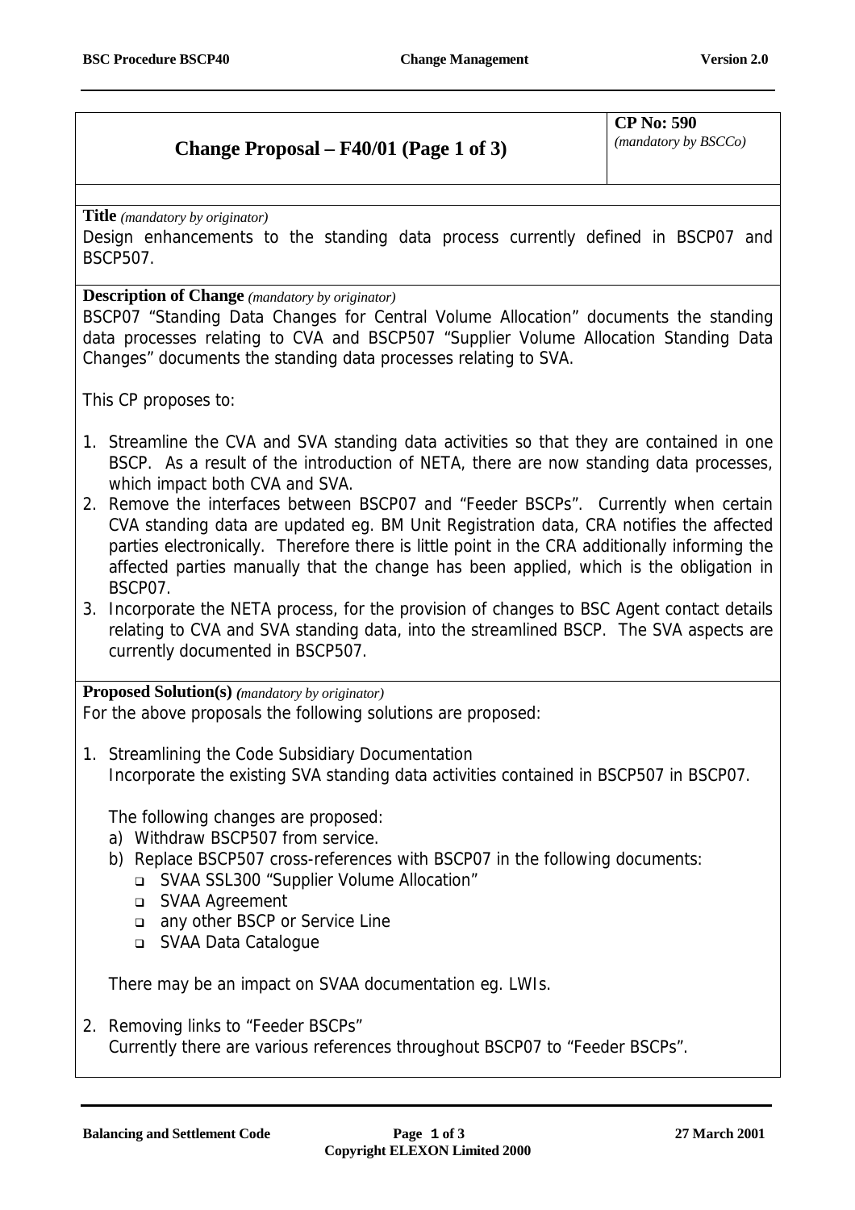## Change Proposal – F40/01 (Page 1 of 3)

**CP No: 590**
*(mandatory by BSCCo)*

**Title** *(mandatory by originator)*

Design enhancements to the standing data process currently defined in BSCP07 and BSCP507.

**Description of Change** *(mandatory by originator)*

BSCP07 "Standing Data Changes for Central Volume Allocation" documents the standing data processes relating to CVA and BSCP507 "Supplier Volume Allocation Standing Data Changes" documents the standing data processes relating to SVA.

This CP proposes to:

1. Streamline the CVA and SVA standing data activities so that they are contained in one BSCP. As a result of the introduction of NETA, there are now standing data processes, which impact both CVA and SVA.
2. Remove the interfaces between BSCP07 and "Feeder BSCPs". Currently when certain CVA standing data are updated eg. BM Unit Registration data, CRA notifies the affected parties electronically. Therefore there is little point in the CRA additionally informing the affected parties manually that the change has been applied, which is the obligation in BSCP07.
3. Incorporate the NETA process, for the provision of changes to BSC Agent contact details relating to CVA and SVA standing data, into the streamlined BSCP. The SVA aspects are currently documented in BSCP507.

**Proposed Solution(s)** *(mandatory by originator)*

For the above proposals the following solutions are proposed:

1. Streamlining the Code Subsidiary Documentation
   Incorporate the existing SVA standing data activities contained in BSCP507 in BSCP07.

   The following changes are proposed:
   a) Withdraw BSCP507 from service.
   b) Replace BSCP507 cross-references with BSCP07 in the following documents:
      - SVAA SSL300 "Supplier Volume Allocation"
      - SVAA Agreement
      - any other BSCP or Service Line
      - SVAA Data Catalogue

   There may be an impact on SVAA documentation eg. LWIs.

2. Removing links to "Feeder BSCPs"
   Currently there are various references throughout BSCP07 to "Feeder BSCPs".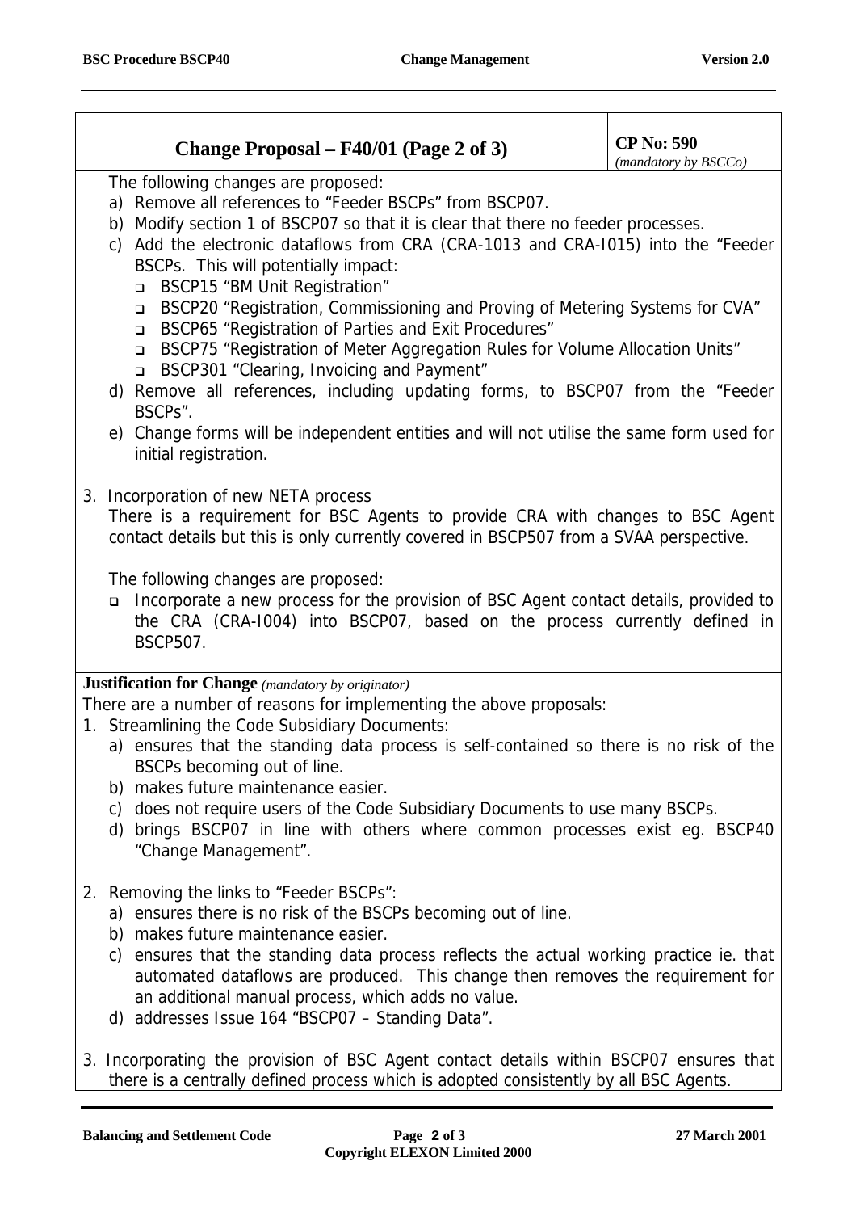**Change Proposal – F40/01 (Page 2 of 3)**

**CP No: 590**
*(mandatory by BSCCo)*

The following changes are proposed:

a) Remove all references to "Feeder BSCPs" from BSCP07.
b) Modify section 1 of BSCP07 so that it is clear that there no feeder processes.
c) Add the electronic dataflows from CRA (CRA-1013 and CRA-I015) into the "Feeder BSCPs. This will potentially impact:
   - BSCP15 "BM Unit Registration"
   - BSCP20 "Registration, Commissioning and Proving of Metering Systems for CVA"
   - BSCP65 "Registration of Parties and Exit Procedures"
   - BSCP75 "Registration of Meter Aggregation Rules for Volume Allocation Units"
   - BSCP301 "Clearing, Invoicing and Payment"
d) Remove all references, including updating forms, to BSCP07 from the "Feeder BSCPs".
e) Change forms will be independent entities and will not utilise the same form used for initial registration.

3. Incorporation of new NETA process

There is a requirement for BSC Agents to provide CRA with changes to BSC Agent contact details but this is only currently covered in BSCP507 from a SVAA perspective.

The following changes are proposed:

- Incorporate a new process for the provision of BSC Agent contact details, provided to the CRA (CRA-I004) into BSCP07, based on the process currently defined in BSCP507.

**Justification for Change** *(mandatory by originator)*

There are a number of reasons for implementing the above proposals:

1. Streamlining the Code Subsidiary Documents:
   a) ensures that the standing data process is self-contained so there is no risk of the BSCPs becoming out of line.
   b) makes future maintenance easier.
   c) does not require users of the Code Subsidiary Documents to use many BSCPs.
   d) brings BSCP07 in line with others where common processes exist eg. BSCP40 "Change Management".

2. Removing the links to "Feeder BSCPs":
   a) ensures there is no risk of the BSCPs becoming out of line.
   b) makes future maintenance easier.
   c) ensures that the standing data process reflects the actual working practice ie. that automated dataflows are produced. This change then removes the requirement for an additional manual process, which adds no value.
   d) addresses Issue 164 "BSCP07 – Standing Data".

3. Incorporating the provision of BSC Agent contact details within BSCP07 ensures that there is a centrally defined process which is adopted consistently by all BSC Agents.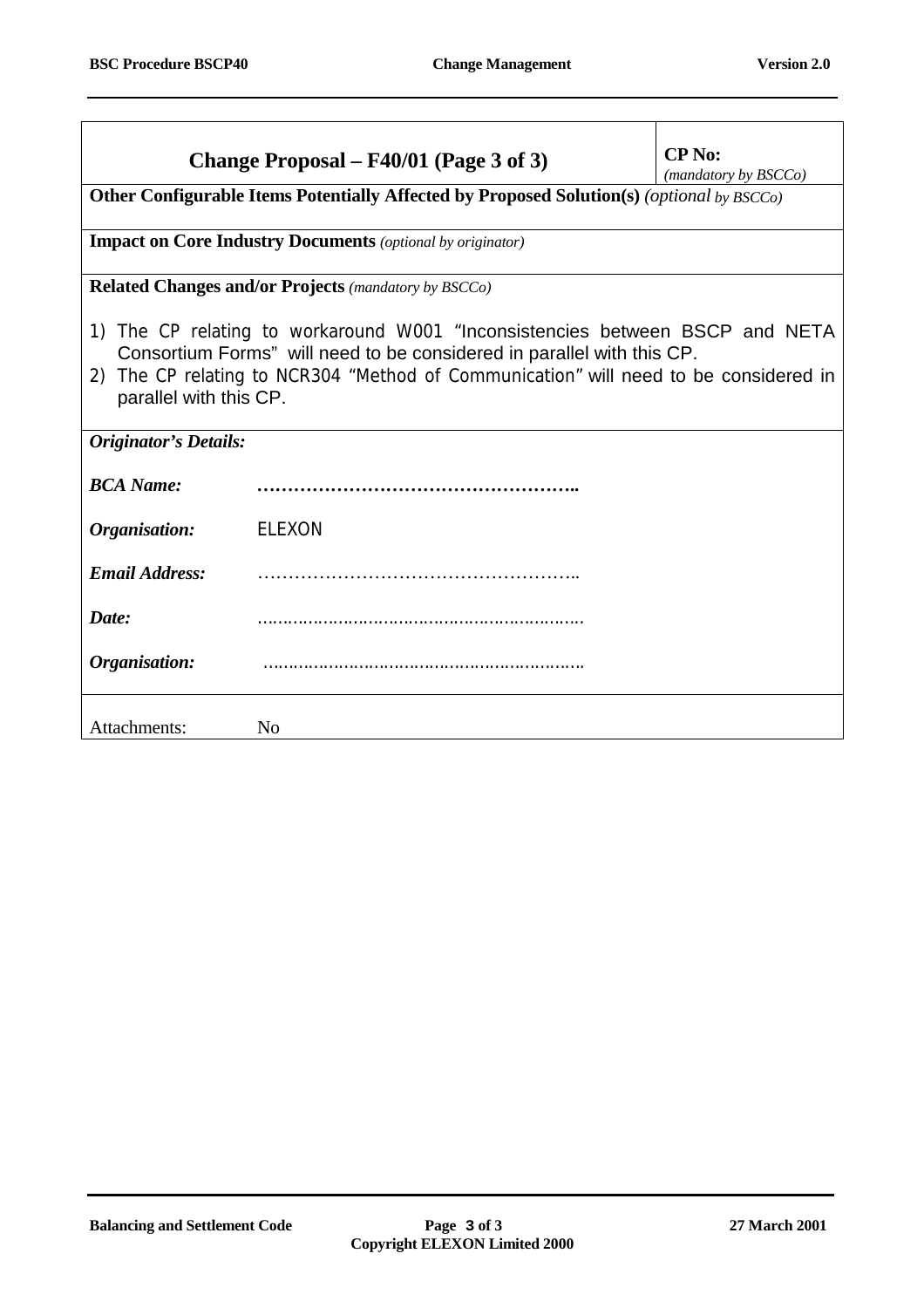| **Change Proposal – F40/01 (Page 3 of 3)** | **CP No:** *(mandatory by BSCCo)* |
|---|---|

**Other Configurable Items Potentially Affected by Proposed Solution(s)** *(optional by BSCCo)*

**Impact on Core Industry Documents** *(optional by originator)*

**Related Changes and/or Projects** *(mandatory by BSCCo)*

1) The CP relating to workaround W001 "Inconsistencies between BSCP and NETA Consortium Forms" will need to be considered in parallel with this CP.
2) The CP relating to NCR304 "Method of Communication" will need to be considered in parallel with this CP.

***Originator's Details:***

***BCA Name:*** ……………………………………………..

***Organisation:*** ELEXON

***Email Address:*** ……………………………………………..

***Date:*** ………………………………………………………

***Organisation:*** ………………………………………………………

Attachments: No